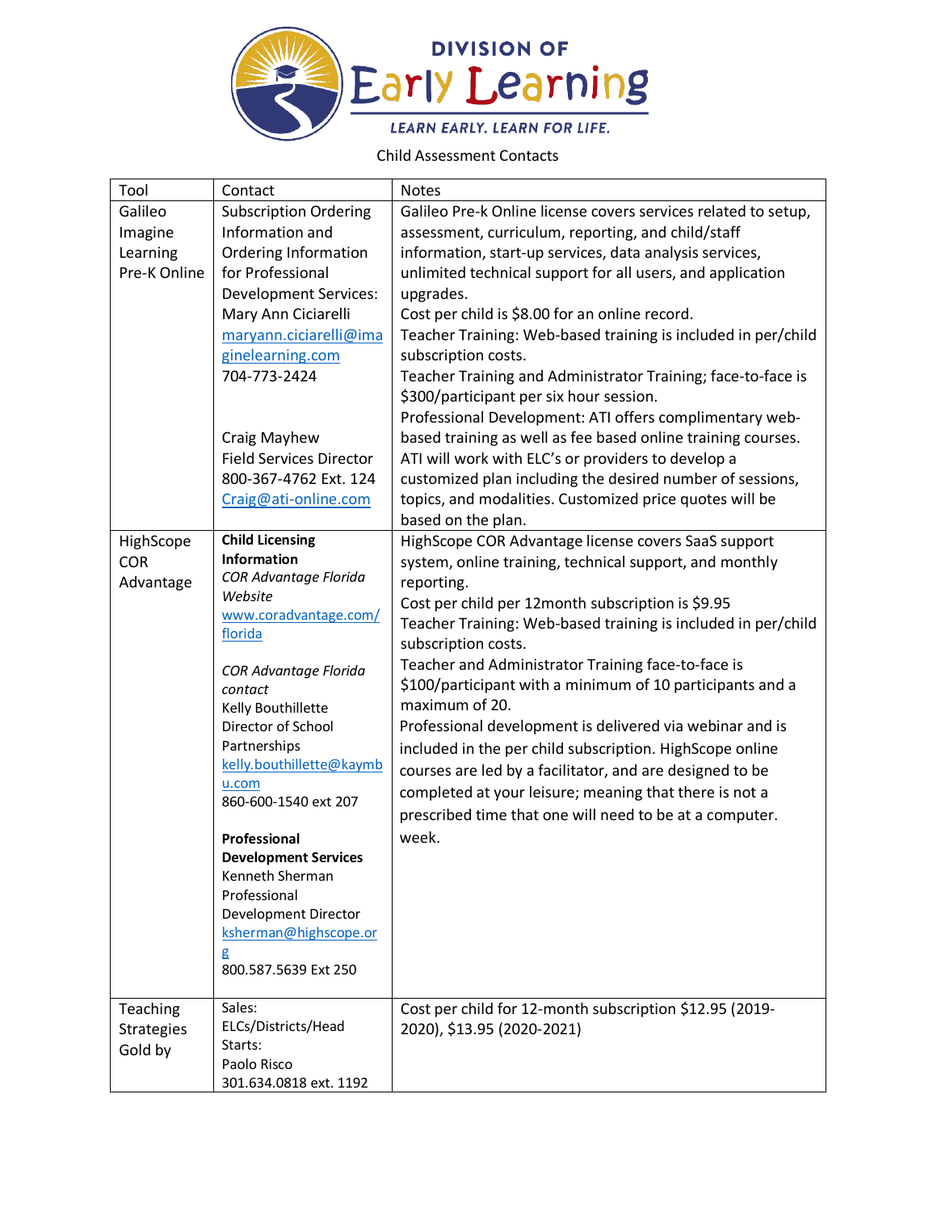DIVISION OF

# Early Learning

LEARN EARLY. LEARN FOR LIFE.

Child Assessment Contacts

| Tool | Contact | Notes |
|---|---|---|
| Galileo Imagine Learning Pre-K Online | Subscription Ordering Information and Ordering Information for Professional Development Services: Mary Ann Ciciarelli maryann.ciciarelli@imaginelearning.com 704-773-2424<br><br>Craig Mayhew Field Services Director 800-367-4762 Ext. 124 Craig@ati-online.com | Galileo Pre-k Online license covers services related to setup, assessment, curriculum, reporting, and child/staff information, start-up services, data analysis services, unlimited technical support for all users, and application upgrades.<br>Cost per child is $8.00 for an online record.<br>Teacher Training: Web-based training is included in per/child subscription costs.<br>Teacher Training and Administrator Training; face-to-face is $300/participant per six hour session.<br>Professional Development: ATI offers complimentary web-based training as well as fee based online training courses. ATI will work with ELC's or providers to develop a customized plan including the desired number of sessions, topics, and modalities. Customized price quotes will be based on the plan. |
| HighScope COR Advantage | **Child Licensing Information**<br>*COR Advantage Florida Website*<br>www.coradvantage.com/florida<br><br>*COR Advantage Florida contact*<br>Kelly Bouthillette Director of School Partnerships kelly.bouthillette@kaymbu.com 860-600-1540 ext 207<br><br>**Professional Development Services**<br>Kenneth Sherman Professional Development Director ksherman@highscope.org 800.587.5639 Ext 250 | HighScope COR Advantage license covers SaaS support system, online training, technical support, and monthly reporting.<br>Cost per child per 12month subscription is $9.95<br>Teacher Training: Web-based training is included in per/child subscription costs.<br>Teacher and Administrator Training face-to-face is $100/participant with a minimum of 10 participants and a maximum of 20.<br>Professional development is delivered via webinar and is included in the per child subscription. HighScope online courses are led by a facilitator, and are designed to be completed at your leisure; meaning that there is not a prescribed time that one will need to be at a computer. week. |
| Teaching Strategies Gold by | Sales: ELCs/Districts/Head Starts: Paolo Risco 301.634.0818 ext. 1192 | Cost per child for 12-month subscription $12.95 (2019-2020), $13.95 (2020-2021) |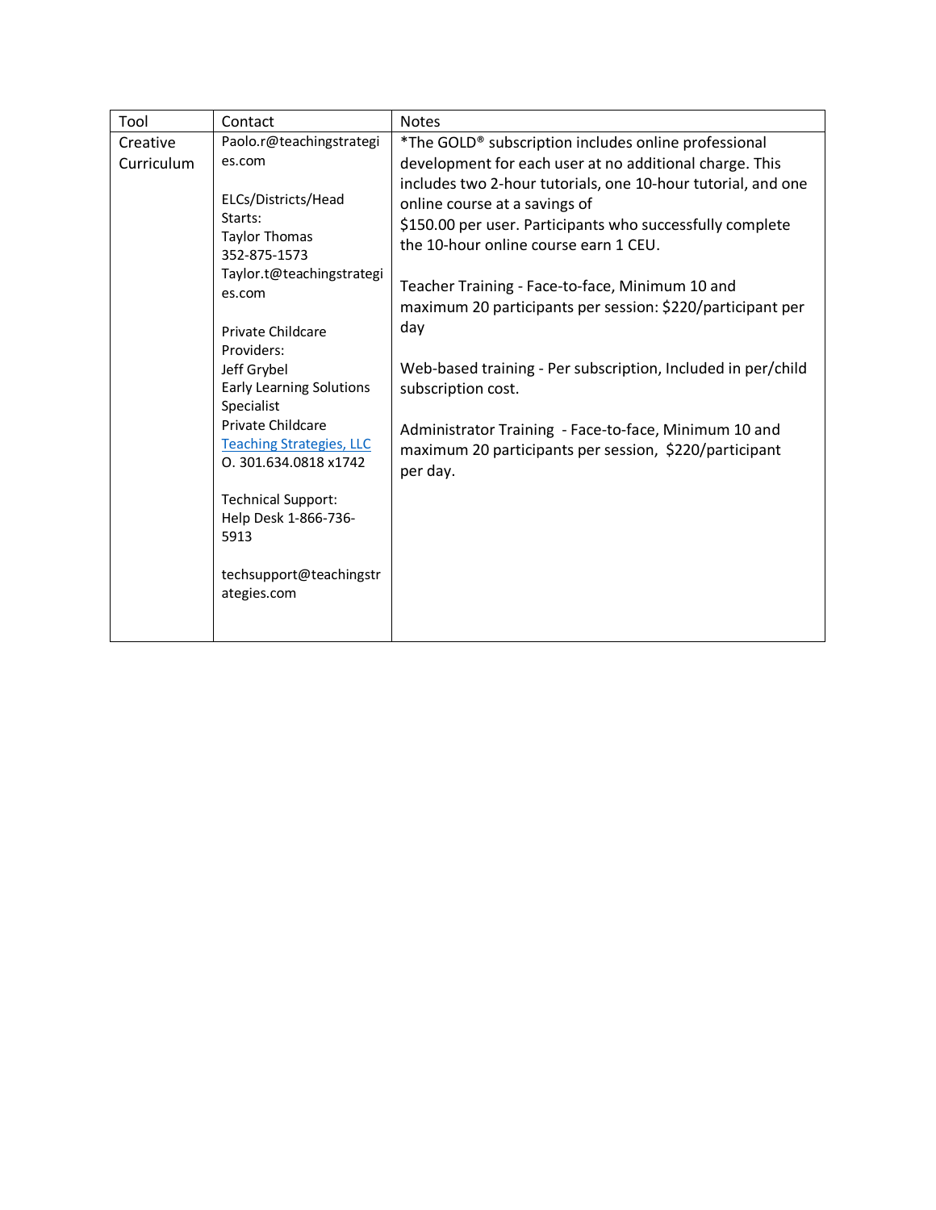| Tool | Contact | Notes |
| --- | --- | --- |
| Creative Curriculum | Paolo.r@teachingstrategies.com<br><br>ELCs/Districts/Head Starts:<br>Taylor Thomas<br>352-875-1573<br>Taylor.t@teachingstrategies.com<br><br>Private Childcare Providers:<br>Jeff Grybel<br>Early Learning Solutions Specialist<br>Private Childcare<br>Teaching Strategies, LLC<br>O. 301.634.0818 x1742<br><br>Technical Support:<br>Help Desk 1-866-736-5913<br><br>techsupport@teachingstrategies.com | *The GOLD® subscription includes online professional development for each user at no additional charge. This includes two 2-hour tutorials, one 10-hour tutorial, and one online course at a savings of $150.00 per user. Participants who successfully complete the 10-hour online course earn 1 CEU.<br><br>Teacher Training - Face-to-face, Minimum 10 and maximum 20 participants per session: $220/participant per day<br><br>Web-based training - Per subscription, Included in per/child subscription cost.<br><br>Administrator Training - Face-to-face, Minimum 10 and maximum 20 participants per session, $220/participant per day. |